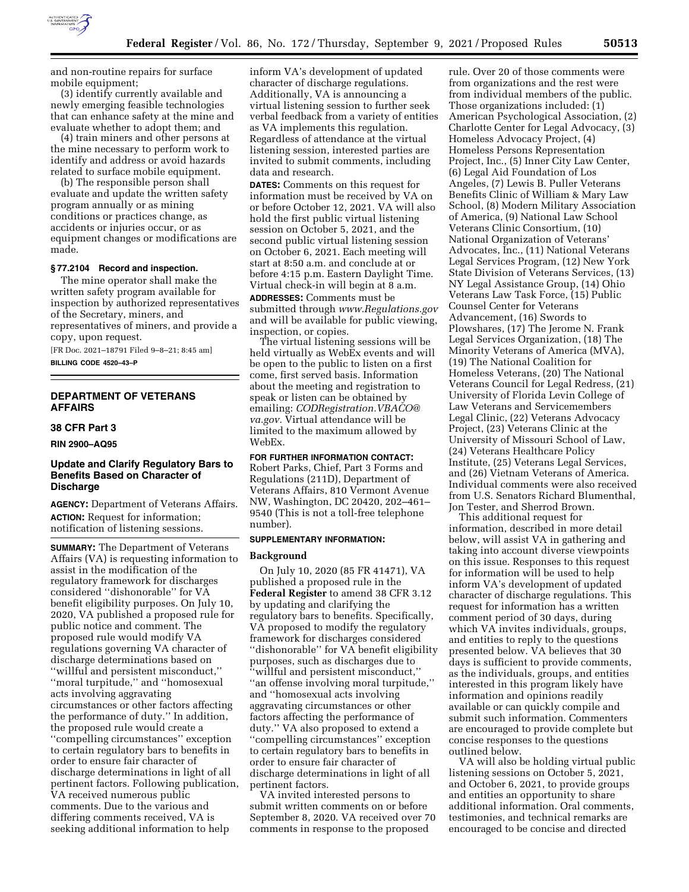and non-routine repairs for surface mobile equipment;

(3) identify currently available and newly emerging feasible technologies that can enhance safety at the mine and evaluate whether to adopt them; and

(4) train miners and other persons at the mine necessary to perform work to identify and address or avoid hazards related to surface mobile equipment.

(b) The responsible person shall evaluate and update the written safety program annually or as mining conditions or practices change, as accidents or injuries occur, or as equipment changes or modifications are made.

**§ 77.2104 Record and inspection.**

The mine operator shall make the written safety program available for inspection by authorized representatives of the Secretary, miners, and representatives of miners, and provide a copy, upon request.

[FR Doc. 2021–18791 Filed 9–8–21; 8:45 am]

**BILLING CODE 4520–43–P**

## DEPARTMENT OF VETERANS AFFAIRS

### 38 CFR Part 3

**RIN 2900–AQ95**

### Update and Clarify Regulatory Bars to Benefits Based on Character of Discharge

**AGENCY:** Department of Veterans Affairs.

**ACTION:** Request for information; notification of listening sessions.

**SUMMARY:** The Department of Veterans Affairs (VA) is requesting information to assist in the modification of the regulatory framework for discharges considered ''dishonorable'' for VA benefit eligibility purposes. On July 10, 2020, VA published a proposed rule for public notice and comment. The proposed rule would modify VA regulations governing VA character of discharge determinations based on ''willful and persistent misconduct,'' ''moral turpitude,'' and ''homosexual acts involving aggravating circumstances or other factors affecting the performance of duty.'' In addition, the proposed rule would create a ''compelling circumstances'' exception to certain regulatory bars to benefits in order to ensure fair character of discharge determinations in light of all pertinent factors. Following publication, VA received numerous public comments. Due to the various and differing comments received, VA is seeking additional information to help inform VA's development of updated character of discharge regulations. Additionally, VA is announcing a virtual listening session to further seek verbal feedback from a variety of entities as VA implements this regulation. Regardless of attendance at the virtual listening session, interested parties are invited to submit comments, including data and research.

**DATES:** Comments on this request for information must be received by VA on or before October 12, 2021. VA will also hold the first public virtual listening session on October 5, 2021, and the second public virtual listening session on October 6, 2021. Each meeting will start at 8:50 a.m. and conclude at or before 4:15 p.m. Eastern Daylight Time. Virtual check-in will begin at 8 a.m.

**ADDRESSES:** Comments must be submitted through *www.Regulations.gov* and will be available for public viewing, inspection, or copies.

The virtual listening sessions will be held virtually as WebEx events and will be open to the public to listen on a first come, first served basis. Information about the meeting and registration to speak or listen can be obtained by emailing: *CODRegistration.VBACO@va.gov*. Virtual attendance will be limited to the maximum allowed by WebEx.

**FOR FURTHER INFORMATION CONTACT:** Robert Parks, Chief, Part 3 Forms and Regulations (211D), Department of Veterans Affairs, 810 Vermont Avenue NW, Washington, DC 20420, 202–461–9540 (This is not a toll-free telephone number).

**SUPPLEMENTARY INFORMATION:**

**Background**

On July 10, 2020 (85 FR 41471), VA published a proposed rule in the **Federal Register** to amend 38 CFR 3.12 by updating and clarifying the regulatory bars to benefits. Specifically, VA proposed to modify the regulatory framework for discharges considered ''dishonorable'' for VA benefit eligibility purposes, such as discharges due to ''willful and persistent misconduct,'' ''an offense involving moral turpitude,'' and ''homosexual acts involving aggravating circumstances or other factors affecting the performance of duty.'' VA also proposed to extend a ''compelling circumstances'' exception to certain regulatory bars to benefits in order to ensure fair character of discharge determinations in light of all pertinent factors.

VA invited interested persons to submit written comments on or before September 8, 2020. VA received over 70 comments in response to the proposed rule. Over 20 of those comments were from organizations and the rest were from individual members of the public. Those organizations included: (1) American Psychological Association, (2) Charlotte Center for Legal Advocacy, (3) Homeless Advocacy Project, (4) Homeless Persons Representation Project, Inc., (5) Inner City Law Center, (6) Legal Aid Foundation of Los Angeles, (7) Lewis B. Puller Veterans Benefits Clinic of William & Mary Law School, (8) Modern Military Association of America, (9) National Law School Veterans Clinic Consortium, (10) National Organization of Veterans' Advocates, Inc., (11) National Veterans Legal Services Program, (12) New York State Division of Veterans Services, (13) NY Legal Assistance Group, (14) Ohio Veterans Law Task Force, (15) Public Counsel Center for Veterans Advancement, (16) Swords to Plowshares, (17) The Jerome N. Frank Legal Services Organization, (18) The Minority Veterans of America (MVA), (19) The National Coalition for Homeless Veterans, (20) The National Veterans Council for Legal Redress, (21) University of Florida Levin College of Law Veterans and Servicemembers Legal Clinic, (22) Veterans Advocacy Project, (23) Veterans Clinic at the University of Missouri School of Law, (24) Veterans Healthcare Policy Institute, (25) Veterans Legal Services, and (26) Vietnam Veterans of America. Individual comments were also received from U.S. Senators Richard Blumenthal, Jon Tester, and Sherrod Brown.

This additional request for information, described in more detail below, will assist VA in gathering and taking into account diverse viewpoints on this issue. Responses to this request for information will be used to help inform VA's development of updated character of discharge regulations. This request for information has a written comment period of 30 days, during which VA invites individuals, groups, and entities to reply to the questions presented below. VA believes that 30 days is sufficient to provide comments, as the individuals, groups, and entities interested in this program likely have information and opinions readily available or can quickly compile and submit such information. Commenters are encouraged to provide complete but concise responses to the questions outlined below.

VA will also be holding virtual public listening sessions on October 5, 2021, and October 6, 2021, to provide groups and entities an opportunity to share additional information. Oral comments, testimonies, and technical remarks are encouraged to be concise and directed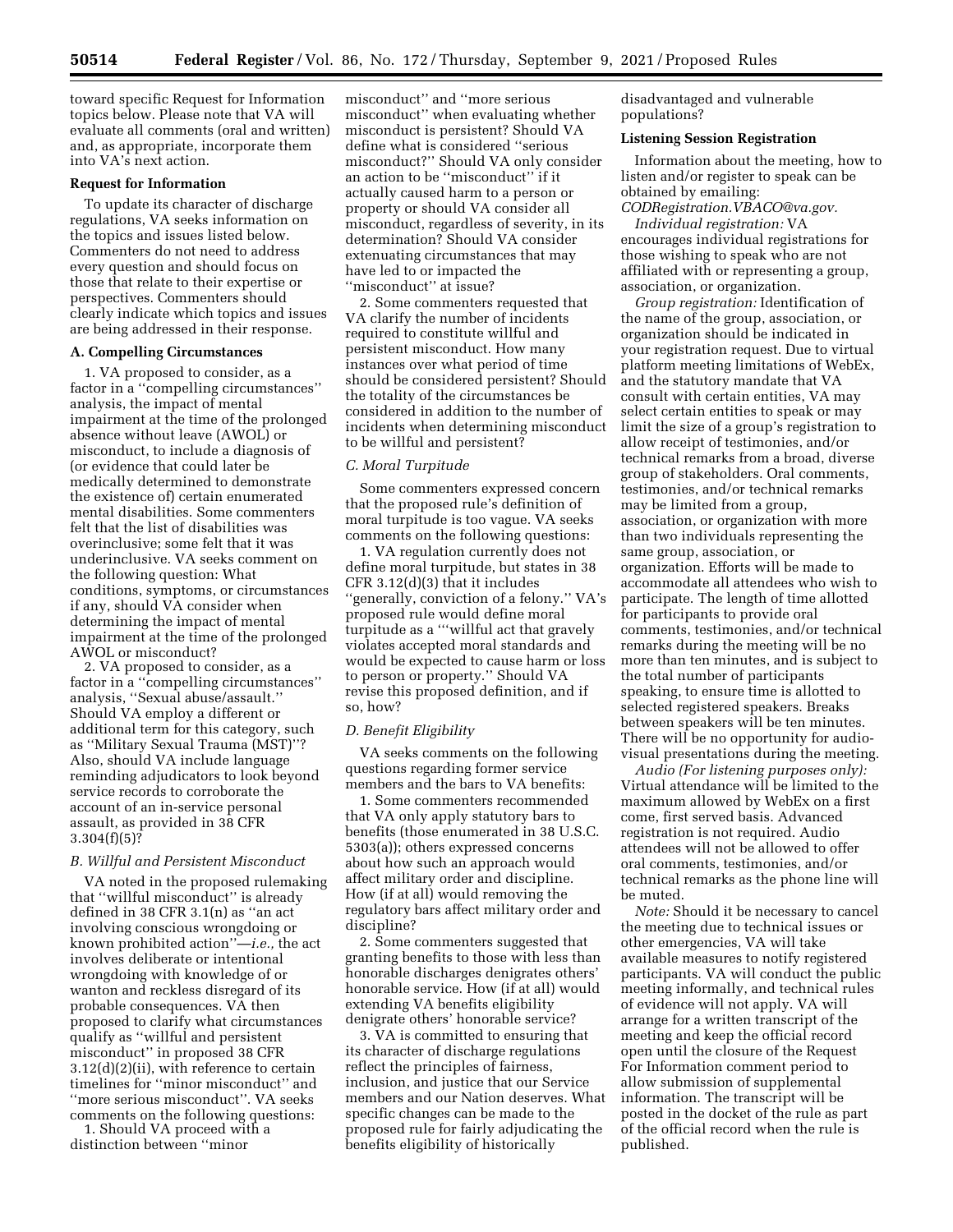toward specific Request for Information topics below. Please note that VA will evaluate all comments (oral and written) and, as appropriate, incorporate them into VA's next action.

**Request for Information**

To update its character of discharge regulations, VA seeks information on the topics and issues listed below. Commenters do not need to address every question and should focus on those that relate to their expertise or perspectives. Commenters should clearly indicate which topics and issues are being addressed in their response.

**A. Compelling Circumstances**

1. VA proposed to consider, as a factor in a ''compelling circumstances'' analysis, the impact of mental impairment at the time of the prolonged absence without leave (AWOL) or misconduct, to include a diagnosis of (or evidence that could later be medically determined to demonstrate the existence of) certain enumerated mental disabilities. Some commenters felt that the list of disabilities was overinclusive; some felt that it was underinclusive. VA seeks comment on the following question: What conditions, symptoms, or circumstances if any, should VA consider when determining the impact of mental impairment at the time of the prolonged AWOL or misconduct?

2. VA proposed to consider, as a factor in a ''compelling circumstances'' analysis, ''Sexual abuse/assault.'' Should VA employ a different or additional term for this category, such as ''Military Sexual Trauma (MST)''? Also, should VA include language reminding adjudicators to look beyond service records to corroborate the account of an in-service personal assault, as provided in 38 CFR 3.304(f)(5)?

*B. Willful and Persistent Misconduct*

VA noted in the proposed rulemaking that ''willful misconduct'' is already defined in 38 CFR 3.1(n) as ''an act involving conscious wrongdoing or known prohibited action''—*i.e.,* the act involves deliberate or intentional wrongdoing with knowledge of or wanton and reckless disregard of its probable consequences. VA then proposed to clarify what circumstances qualify as ''willful and persistent misconduct'' in proposed 38 CFR 3.12(d)(2)(ii), with reference to certain timelines for ''minor misconduct'' and ''more serious misconduct''. VA seeks comments on the following questions:

1. Should VA proceed with a distinction between ''minor misconduct'' and ''more serious misconduct'' when evaluating whether misconduct is persistent? Should VA define what is considered ''serious misconduct?'' Should VA only consider an action to be ''misconduct'' if it actually caused harm to a person or property or should VA consider all misconduct, regardless of severity, in its determination? Should VA consider extenuating circumstances that may have led to or impacted the ''misconduct'' at issue?

2. Some commenters requested that VA clarify the number of incidents required to constitute willful and persistent misconduct. How many instances over what period of time should be considered persistent? Should the totality of the circumstances be considered in addition to the number of incidents when determining misconduct to be willful and persistent?

*C. Moral Turpitude*

Some commenters expressed concern that the proposed rule's definition of moral turpitude is too vague. VA seeks comments on the following questions:

1. VA regulation currently does not define moral turpitude, but states in 38 CFR 3.12(d)(3) that it includes ''generally, conviction of a felony.'' VA's proposed rule would define moral turpitude as a '''willful act that gravely violates accepted moral standards and would be expected to cause harm or loss to person or property.'' Should VA revise this proposed definition, and if so, how?

*D. Benefit Eligibility*

VA seeks comments on the following questions regarding former service members and the bars to VA benefits:

1. Some commenters recommended that VA only apply statutory bars to benefits (those enumerated in 38 U.S.C. 5303(a)); others expressed concerns about how such an approach would affect military order and discipline. How (if at all) would removing the regulatory bars affect military order and discipline?

2. Some commenters suggested that granting benefits to those with less than honorable discharges denigrates others' honorable service. How (if at all) would extending VA benefits eligibility denigrate others' honorable service?

3. VA is committed to ensuring that its character of discharge regulations reflect the principles of fairness, inclusion, and justice that our Service members and our Nation deserves. What specific changes can be made to the proposed rule for fairly adjudicating the benefits eligibility of historically disadvantaged and vulnerable populations?

**Listening Session Registration**

Information about the meeting, how to listen and/or register to speak can be obtained by emailing: *CODRegistration.VBACO@va.gov.*

*Individual registration:* VA encourages individual registrations for those wishing to speak who are not affiliated with or representing a group, association, or organization.

*Group registration:* Identification of the name of the group, association, or organization should be indicated in your registration request. Due to virtual platform meeting limitations of WebEx, and the statutory mandate that VA consult with certain entities, VA may select certain entities to speak or may limit the size of a group's registration to allow receipt of testimonies, and/or technical remarks from a broad, diverse group of stakeholders. Oral comments, testimonies, and/or technical remarks may be limited from a group, association, or organization with more than two individuals representing the same group, association, or organization. Efforts will be made to accommodate all attendees who wish to participate. The length of time allotted for participants to provide oral comments, testimonies, and/or technical remarks during the meeting will be no more than ten minutes, and is subject to the total number of participants speaking, to ensure time is allotted to selected registered speakers. Breaks between speakers will be ten minutes. There will be no opportunity for audio-visual presentations during the meeting.

*Audio (For listening purposes only):* Virtual attendance will be limited to the maximum allowed by WebEx on a first come, first served basis. Advanced registration is not required. Audio attendees will not be allowed to offer oral comments, testimonies, and/or technical remarks as the phone line will be muted.

*Note:* Should it be necessary to cancel the meeting due to technical issues or other emergencies, VA will take available measures to notify registered participants. VA will conduct the public meeting informally, and technical rules of evidence will not apply. VA will arrange for a written transcript of the meeting and keep the official record open until the closure of the Request For Information comment period to allow submission of supplemental information. The transcript will be posted in the docket of the rule as part of the official record when the rule is published.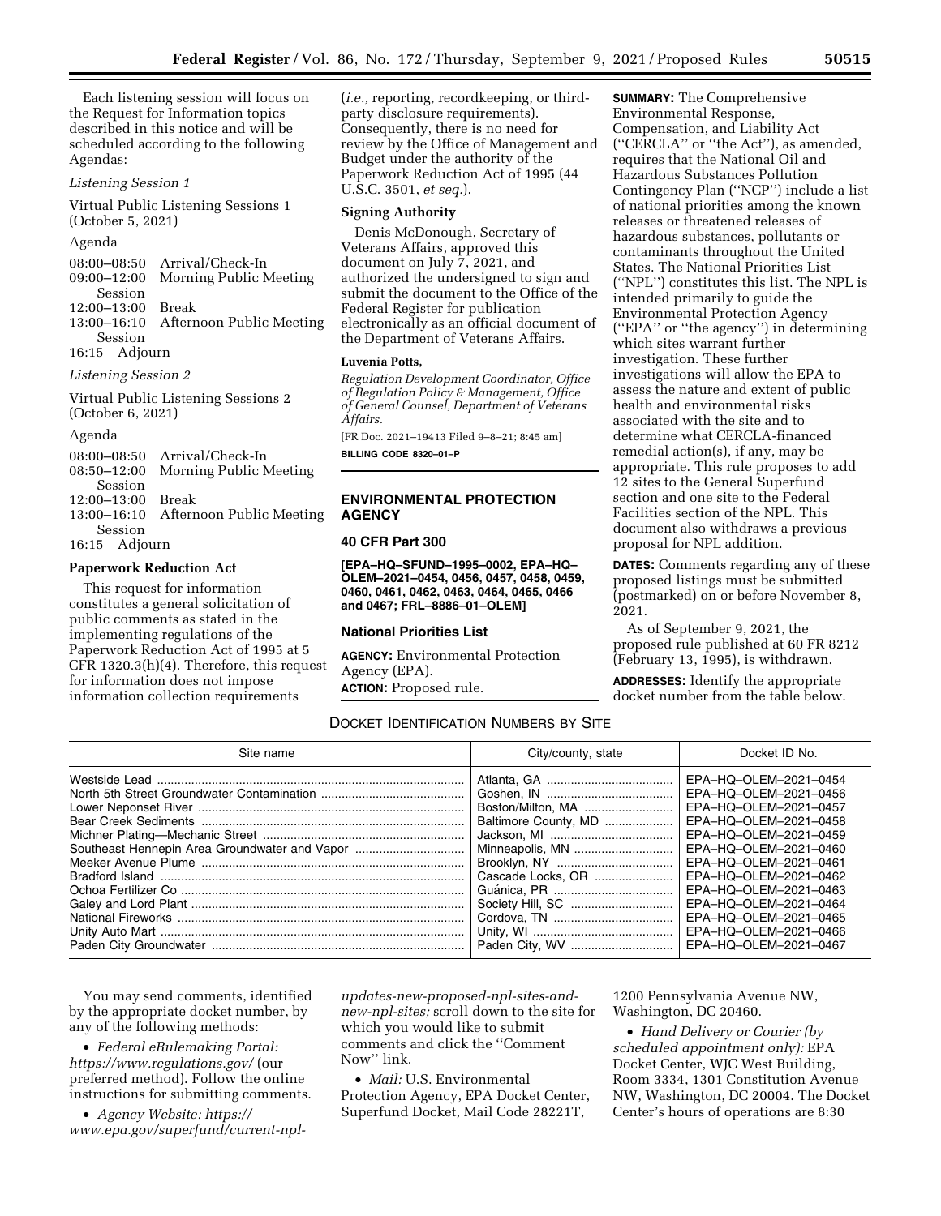Each listening session will focus on the Request for Information topics described in this notice and will be scheduled according to the following Agendas:

*Listening Session 1*

Virtual Public Listening Sessions 1 (October 5, 2021)

Agenda

08:00–08:50 Arrival/Check-In
09:00–12:00 Morning Public Meeting Session
12:00–13:00 Break
13:00–16:10 Afternoon Public Meeting Session
16:15 Adjourn

*Listening Session 2*

Virtual Public Listening Sessions 2 (October 6, 2021)

Agenda

08:00–08:50 Arrival/Check-In
08:50–12:00 Morning Public Meeting Session
12:00–13:00 Break
13:00–16:10 Afternoon Public Meeting Session
16:15 Adjourn

**Paperwork Reduction Act**

This request for information constitutes a general solicitation of public comments as stated in the implementing regulations of the Paperwork Reduction Act of 1995 at 5 CFR 1320.3(h)(4). Therefore, this request for information does not impose information collection requirements (*i.e.,* reporting, recordkeeping, or third-party disclosure requirements). Consequently, there is no need for review by the Office of Management and Budget under the authority of the Paperwork Reduction Act of 1995 (44 U.S.C. 3501, *et seq.*).

**Signing Authority**

Denis McDonough, Secretary of Veterans Affairs, approved this document on July 7, 2021, and authorized the undersigned to sign and submit the document to the Office of the Federal Register for publication electronically as an official document of the Department of Veterans Affairs.

**Luvenia Potts,**

*Regulation Development Coordinator, Office of Regulation Policy & Management, Office of General Counsel, Department of Veterans Affairs.*

[FR Doc. 2021–19413 Filed 9–8–21; 8:45 am]

**BILLING CODE 8320–01–P**

## ENVIRONMENTAL PROTECTION AGENCY

## 40 CFR Part 300

**[EPA–HQ–SFUND–1995–0002, EPA–HQ–OLEM–2021–0454, 0456, 0457, 0458, 0459, 0460, 0461, 0462, 0463, 0464, 0465, 0466 and 0467; FRL–8886–01–OLEM]**

## National Priorities List

**AGENCY:** Environmental Protection Agency (EPA).

**ACTION:** Proposed rule.

**SUMMARY:** The Comprehensive Environmental Response, Compensation, and Liability Act (''CERCLA'' or ''the Act''), as amended, requires that the National Oil and Hazardous Substances Pollution Contingency Plan (''NCP'') include a list of national priorities among the known releases or threatened releases of hazardous substances, pollutants or contaminants throughout the United States. The National Priorities List (''NPL'') constitutes this list. The NPL is intended primarily to guide the Environmental Protection Agency (''EPA'' or ''the agency'') in determining which sites warrant further investigation. These further investigations will allow the EPA to assess the nature and extent of public health and environmental risks associated with the site and to determine what CERCLA-financed remedial action(s), if any, may be appropriate. This rule proposes to add 12 sites to the General Superfund section and one site to the Federal Facilities section of the NPL. This document also withdraws a previous proposal for NPL addition.

**DATES:** Comments regarding any of these proposed listings must be submitted (postmarked) on or before November 8, 2021.

As of September 9, 2021, the proposed rule published at 60 FR 8212 (February 13, 1995), is withdrawn.

**ADDRESSES:** Identify the appropriate docket number from the table below.

DOCKET IDENTIFICATION NUMBERS BY SITE

| Site name | City/county, state | Docket ID No. |
|---|---|---|
| Westside Lead | Atlanta, GA | EPA–HQ–OLEM–2021–0454 |
| North 5th Street Groundwater Contamination | Goshen, IN | EPA–HQ–OLEM–2021–0456 |
| Lower Neponset River | Boston/Milton, MA | EPA–HQ–OLEM–2021–0457 |
| Bear Creek Sediments | Baltimore County, MD | EPA–HQ–OLEM–2021–0458 |
| Michner Plating—Mechanic Street | Jackson, MI | EPA–HQ–OLEM–2021–0459 |
| Southeast Hennepin Area Groundwater and Vapor | Minneapolis, MN | EPA–HQ–OLEM–2021–0460 |
| Meeker Avenue Plume | Brooklyn, NY | EPA–HQ–OLEM–2021–0461 |
| Bradford Island | Cascade Locks, OR | EPA–HQ–OLEM–2021–0462 |
| Ochoa Fertilizer Co | Guánica, PR | EPA–HQ–OLEM–2021–0463 |
| Galey and Lord Plant | Society Hill, SC | EPA–HQ–OLEM–2021–0464 |
| National Fireworks | Cordova, TN | EPA–HQ–OLEM–2021–0465 |
| Unity Auto Mart | Unity, WI | EPA–HQ–OLEM–2021–0466 |
| Paden City Groundwater | Paden City, WV | EPA–HQ–OLEM–2021–0467 |

You may send comments, identified by the appropriate docket number, by any of the following methods:

- *Federal eRulemaking Portal: https://www.regulations.gov/* (our preferred method). Follow the online instructions for submitting comments.
- *Agency Website: https://www.epa.gov/superfund/current-npl-updates-new-proposed-npl-sites-and-new-npl-sites;* scroll down to the site for which you would like to submit comments and click the ''Comment Now'' link.
- *Mail:* U.S. Environmental Protection Agency, EPA Docket Center, Superfund Docket, Mail Code 28221T, 1200 Pennsylvania Avenue NW, Washington, DC 20460.
- *Hand Delivery or Courier (by scheduled appointment only):* EPA Docket Center, WJC West Building, Room 3334, 1301 Constitution Avenue NW, Washington, DC 20004. The Docket Center's hours of operations are 8:30